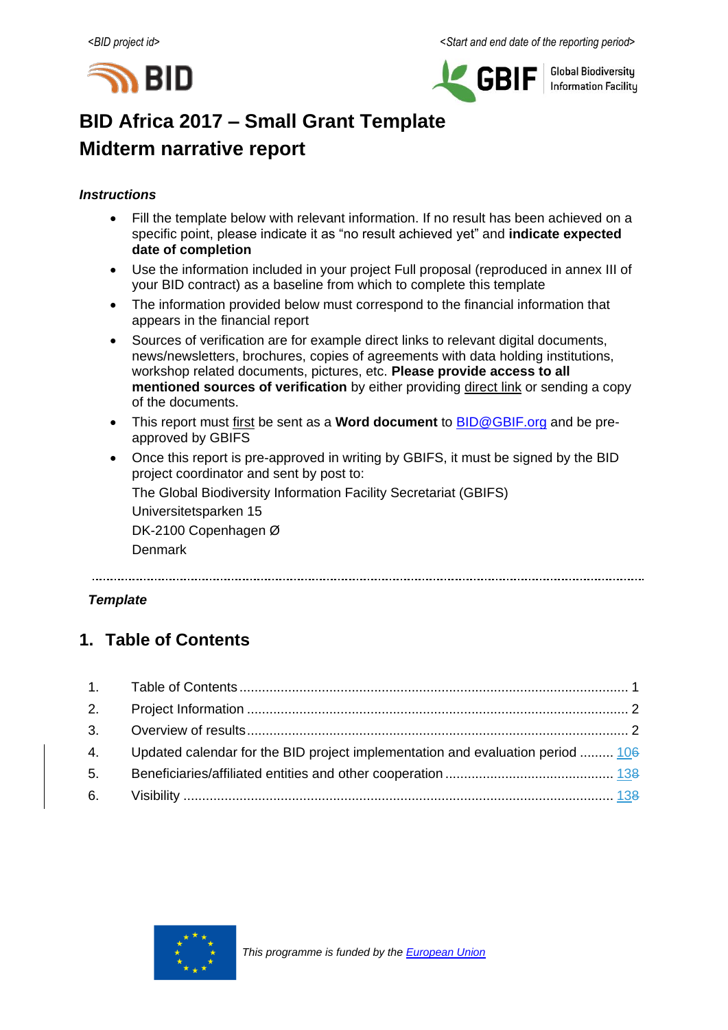<BID project id> <Start and end date of the reporting period>

# BID Africa 2017 – Small Grant Template
# Midterm narrative report

***Instructions***

- Fill the template below with relevant information. If no result has been achieved on a specific point, please indicate it as "no result achieved yet" and **indicate expected date of completion**
- Use the information included in your project Full proposal (reproduced in annex III of your BID contract) as a baseline from which to complete this template
- The information provided below must correspond to the financial information that appears in the financial report
- Sources of verification are for example direct links to relevant digital documents, news/newsletters, brochures, copies of agreements with data holding institutions, workshop related documents, pictures, etc. **Please provide access to all mentioned sources of verification** by either providing direct link or sending a copy of the documents.
- This report must first be sent as a **Word document** to BID@GBIF.org and be pre-approved by GBIFS
- Once this report is pre-approved in writing by GBIFS, it must be signed by the BID project coordinator and sent by post to:

  The Global Biodiversity Information Facility Secretariat (GBIFS)
  Universitetsparken 15
  DK-2100 Copenhagen Ø
  Denmark

***Template***

## 1. Table of Contents

1. Table of Contents ........ 1
2. Project Information ........ 2
3. Overview of results ........ 2
4. Updated calendar for the BID project implementation and evaluation period ........ 106
5. Beneficiaries/affiliated entities and other cooperation ........ 138
6. Visibility ........ 138

*This programme is funded by the European Union*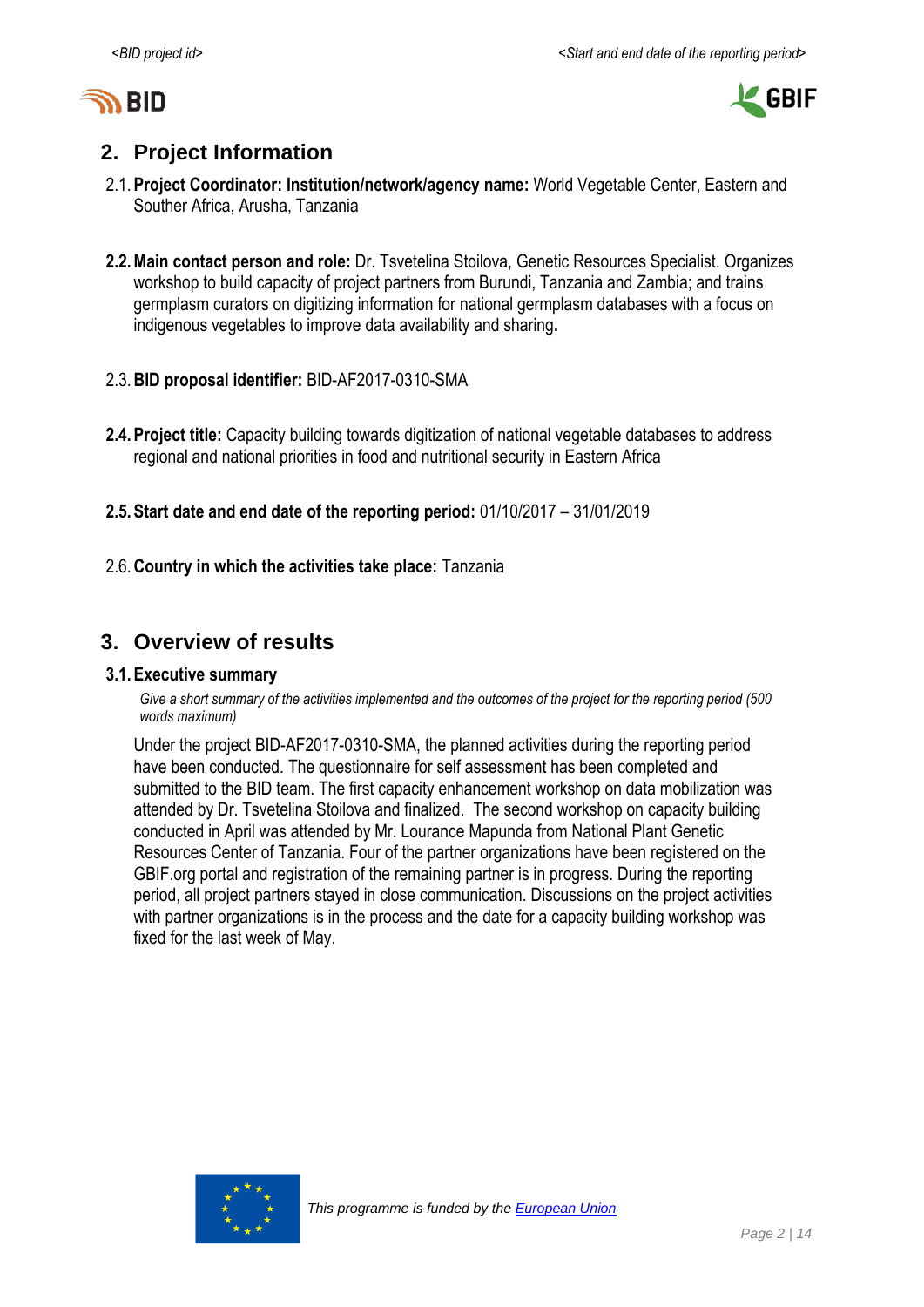## 2. Project Information

2.1. **Project Coordinator: Institution/network/agency name:** World Vegetable Center, Eastern and Souther Africa, Arusha, Tanzania

**2.2. Main contact person and role:** Dr. Tsvetelina Stoilova, Genetic Resources Specialist. Organizes workshop to build capacity of project partners from Burundi, Tanzania and Zambia; and trains germplasm curators on digitizing information for national germplasm databases with a focus on indigenous vegetables to improve data availability and sharing**.**

2.3. **BID proposal identifier:** BID-AF2017-0310-SMA

**2.4. Project title:** Capacity building towards digitization of national vegetable databases to address regional and national priorities in food and nutritional security in Eastern Africa

**2.5. Start date and end date of the reporting period:** 01/10/2017 – 31/01/2019

2.6. **Country in which the activities take place:** Tanzania

## 3. Overview of results

### 3.1. Executive summary

*Give a short summary of the activities implemented and the outcomes of the project for the reporting period (500 words maximum)*

Under the project BID-AF2017-0310-SMA, the planned activities during the reporting period have been conducted. The questionnaire for self assessment has been completed and submitted to the BID team. The first capacity enhancement workshop on data mobilization was attended by Dr. Tsvetelina Stoilova and finalized. The second workshop on capacity building conducted in April was attended by Mr. Lourance Mapunda from National Plant Genetic Resources Center of Tanzania. Four of the partner organizations have been registered on the GBIF.org portal and registration of the remaining partner is in progress. During the reporting period, all project partners stayed in close communication. Discussions on the project activities with partner organizations is in the process and the date for a capacity building workshop was fixed for the last week of May.

*This programme is funded by the* *European Union*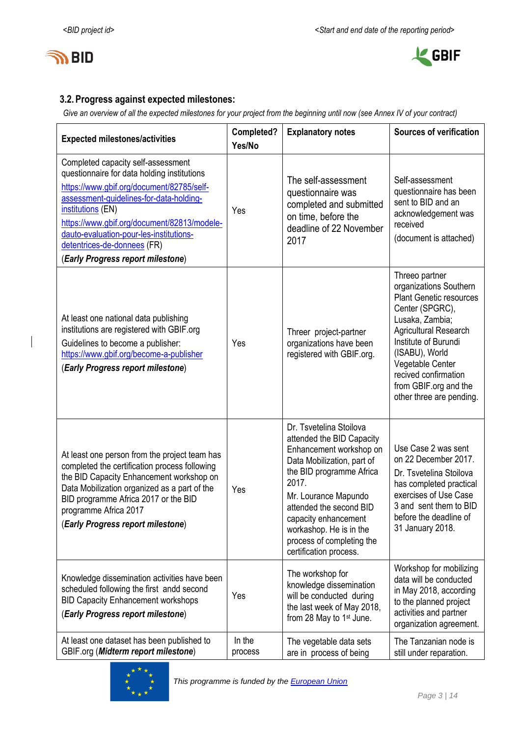## 3.2. Progress against expected milestones:

*Give an overview of all the expected milestones for your project from the beginning until now (see Annex IV of your contract)*

| Expected milestones/activities | Completed? Yes/No | Explanatory notes | Sources of verification |
|---|---|---|---|
| Completed capacity self-assessment questionnaire for data holding institutions [https://www.gbif.org/document/82785/self-assessment-guidelines-for-data-holding-institutions](https://www.gbif.org/document/82785/self-assessment-guidelines-for-data-holding-institutions) (EN) [https://www.gbif.org/document/82813/modele-dauto-evaluation-pour-les-institutions-detentrices-de-donnees](https://www.gbif.org/document/82813/modele-dauto-evaluation-pour-les-institutions-detentrices-de-donnees) (FR) (***Early Progress report milestone***) | Yes | The self-assessment questionnaire was completed and submitted on time, before the deadline of 22 November 2017 | Self-assessment questionnaire has been sent to BID and an acknowledgement was received (document is attached) |
| At least one national data publishing institutions are registered with GBIF.org Guidelines to become a publisher: [https://www.gbif.org/become-a-publisher](https://www.gbif.org/become-a-publisher) (***Early Progress report milestone***) | Yes | Threer project-partner organizations have been registered with GBIF.org. | Threeo partner organizations Southern Plant Genetic resources Center (SPGRC), Lusaka, Zambia; Agricultural Research Institute of Burundi (ISABU), World Vegetable Center recived confirmation from GBIF.org and the other three are pending. |
| At least one person from the project team has completed the certification process following the BID Capacity Enhancement workshop on Data Mobilization organized as a part of the BID programme Africa 2017 or the BID programme Africa 2017 (***Early Progress report milestone***) | Yes | Dr. Tsvetelina Stoilova attended the BID Capacity Enhancement workshop on Data Mobilization, part of the BID programme Africa 2017. Mr. Lourance Mapundo attended the second BID capacity enhancement workashop. He is in the process of completing the certification process. | Use Case 2 was sent on 22 December 2017. Dr. Tsvetelina Stoilova has completed practical exercises of Use Case 3 and sent them to BID before the deadline of 31 January 2018. |
| Knowledge dissemination activities have been scheduled following the first add second BID Capacity Enhancement workshops (***Early Progress report milestone***) | Yes | The workshop for knowledge dissemination will be conducted during the last week of May 2018, from 28 May to 1st June. | Workshop for mobilizing data will be conducted in May 2018, according to the planned project activities and partner organization agreement. |
| At least one dataset has been published to GBIF.org (***Midterm report milestone***) | In the process | The vegetable data sets are in process of being | The Tanzanian node is still under reparation. |

This programme is funded by the [European Union](https://europa.eu)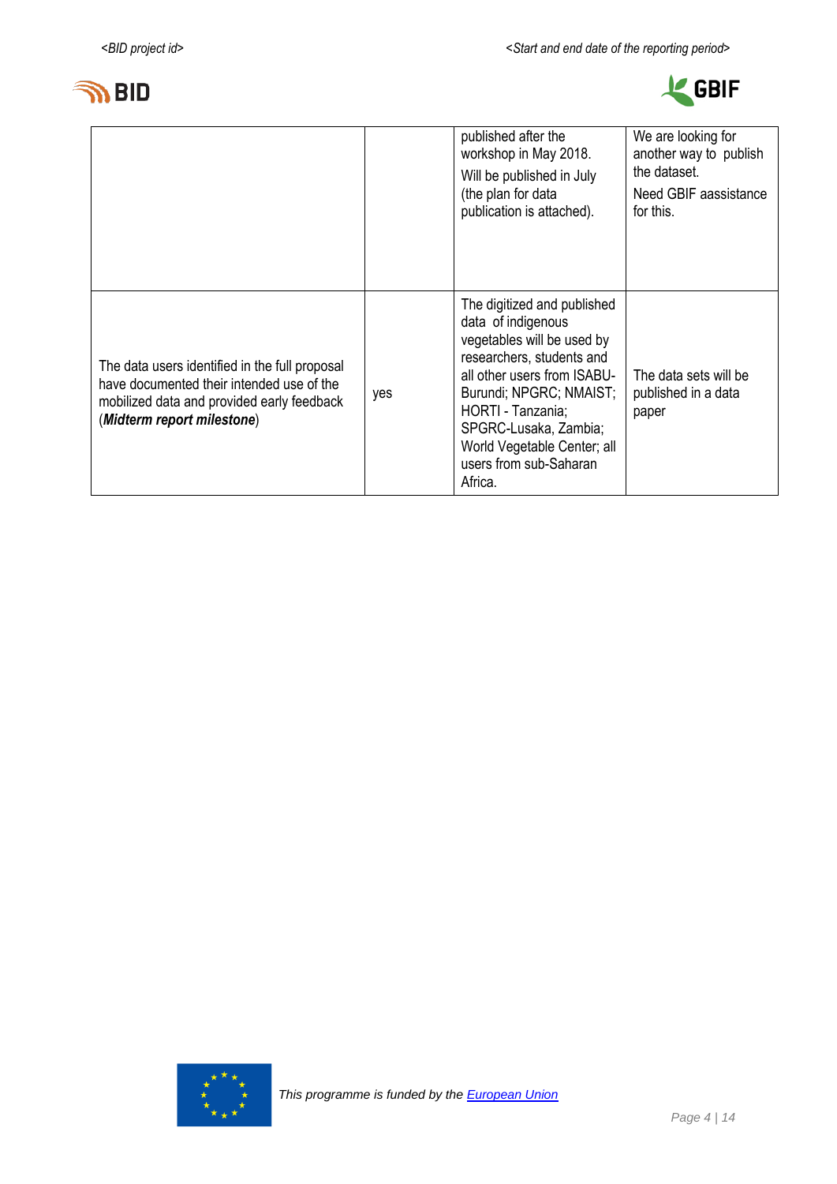| | | | |
|---|---|---|---|
| | | published after the workshop in May 2018. Will be published in July (the plan for data publication is attached). | We are looking for another way to publish the dataset. Need GBIF aassistance for this. |
| The data users identified in the full proposal have documented their intended use of the mobilized data and provided early feedback (***Midterm report milestone***) | yes | The digitized and published data of indigenous vegetables will be used by researchers, students and all other users from ISABU-Burundi; NPGRC; NMAIST; HORTI - Tanzania; SPGRC-Lusaka, Zambia; World Vegetable Center; all users from sub-Saharan Africa. | The data sets will be published in a data paper |

*This programme is funded by the [European Union]*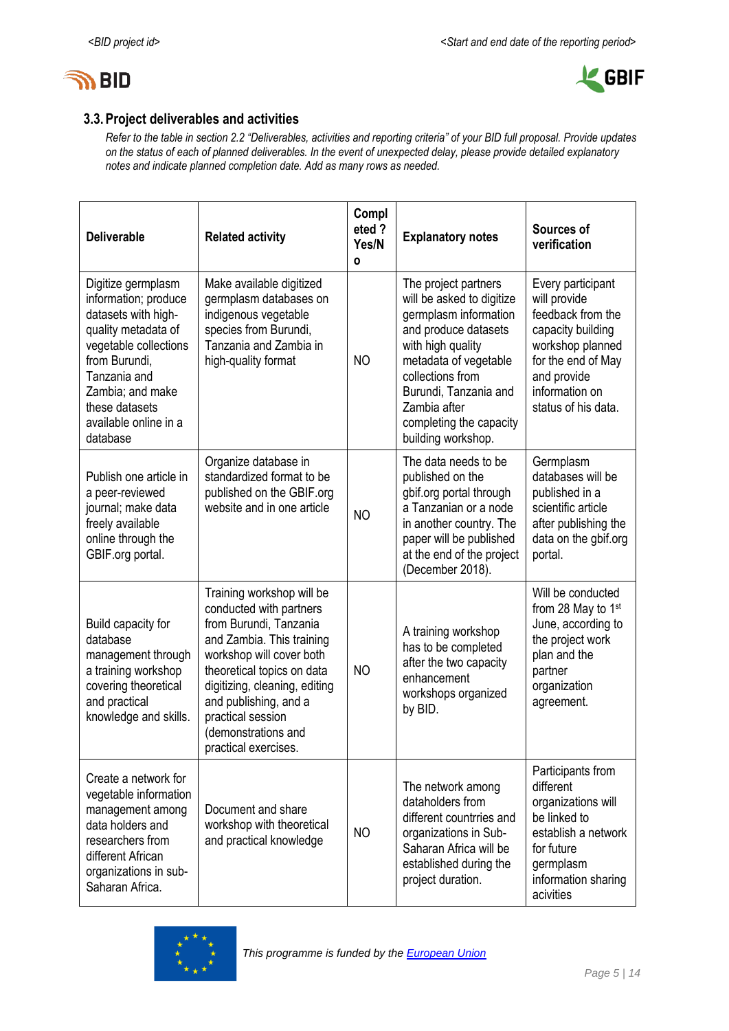### 3.3. Project deliverables and activities

*Refer to the table in section 2.2 "Deliverables, activities and reporting criteria" of your BID full proposal. Provide updates on the status of each of planned deliverables. In the event of unexpected delay, please provide detailed explanatory notes and indicate planned completion date. Add as many rows as needed.*

| Deliverable | Related activity | Completed ? Yes/No | Explanatory notes | Sources of verification |
|---|---|---|---|---|
| Digitize germplasm information; produce datasets with high-quality metadata of vegetable collections from Burundi, Tanzania and Zambia; and make these datasets available online in a database | Make available digitized germplasm databases on indigenous vegetable species from Burundi, Tanzania and Zambia in high-quality format | NO | The project partners will be asked to digitize germplasm information and produce datasets with high quality metadata of vegetable collections from Burundi, Tanzania and Zambia after completing the capacity building workshop. | Every participant will provide feedback from the capacity building workshop planned for the end of May and provide information on status of his data. |
| Publish one article in a peer-reviewed journal; make data freely available online through the GBIF.org portal. | Organize database in standardized format to be published on the GBIF.org website and in one article | NO | The data needs to be published on the gbif.org portal through a Tanzanian or a node in another country. The paper will be published at the end of the project (December 2018). | Germplasm databases will be published in a scientific article after publishing the data on the gbif.org portal. |
| Build capacity for database management through a training workshop covering theoretical and practical knowledge and skills. | Training workshop will be conducted with partners from Burundi, Tanzania and Zambia. This training workshop will cover both theoretical topics on data digitizing, cleaning, editing and publishing, and a practical session (demonstrations and practical exercises. | NO | A training workshop has to be completed after the two capacity enhancement workshops organized by BID. | Will be conducted from 28 May to 1st June, according to the project work plan and the partner organization agreement. |
| Create a network for vegetable information management among data holders and researchers from different African organizations in sub-Saharan Africa. | Document and share workshop with theoretical and practical knowledge | NO | The network among dataholders from different countrries and organizations in Sub-Saharan Africa will be established during the project duration. | Participants from different organizations will be linked to establish a network for future germplasm information sharing acivities |

*This programme is funded by the European Union*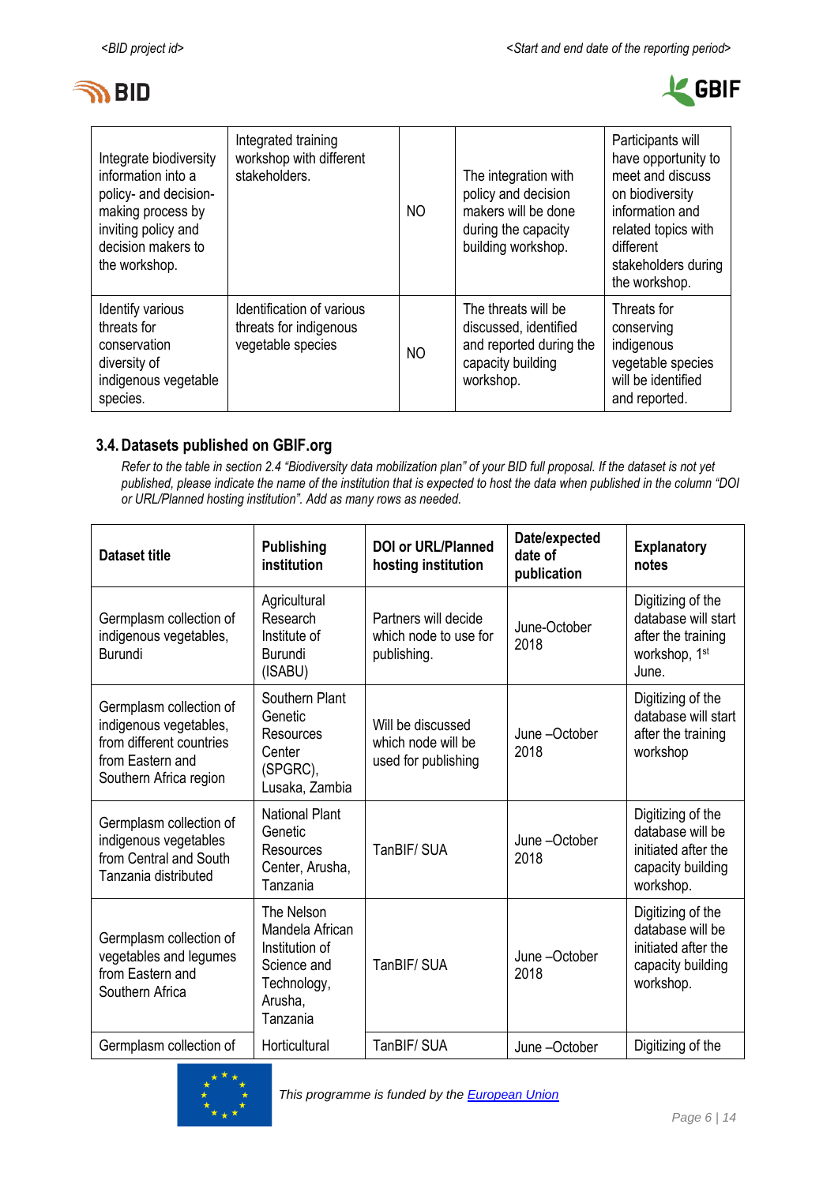| Integrate biodiversity information into a policy- and decision-making process by inviting policy and decision makers to the workshop. | Integrated training workshop with different stakeholders. | NO | The integration with policy and decision makers will be done during the capacity building workshop. | Participants will have opportunity to meet and discuss on biodiversity information and related topics with different stakeholders during the workshop. |
|---|---|---|---|---|
| Identify various threats for conservation diversity of indigenous vegetable species. | Identification of various threats for indigenous vegetable species | NO | The threats will be discussed, identified and reported during the capacity building workshop. | Threats for conserving indigenous vegetable species will be identified and reported. |

### 3.4. Datasets published on GBIF.org

*Refer to the table in section 2.4 "Biodiversity data mobilization plan" of your BID full proposal. If the dataset is not yet published, please indicate the name of the institution that is expected to host the data when published in the column "DOI or URL/Planned hosting institution". Add as many rows as needed.*

| Dataset title | Publishing institution | DOI or URL/Planned hosting institution | Date/expected date of publication | Explanatory notes |
|---|---|---|---|---|
| Germplasm collection of indigenous vegetables, Burundi | Agricultural Research Institute of Burundi (ISABU) | Partners will decide which node to use for publishing. | June-October 2018 | Digitizing of the database will start after the training workshop, 1st June. |
| Germplasm collection of indigenous vegetables, from different countries from Eastern and Southern Africa region | Southern Plant Genetic Resources Center (SPGRC), Lusaka, Zambia | Will be discussed which node will be used for publishing | June –October 2018 | Digitizing of the database will start after the training workshop |
| Germplasm collection of indigenous vegetables from Central and South Tanzania distributed | National Plant Genetic Resources Center, Arusha, Tanzania | TanBIF/ SUA | June –October 2018 | Digitizing of the database will be initiated after the capacity building workshop. |
| Germplasm collection of vegetables and legumes from Eastern and Southern Africa | The Nelson Mandela African Institution of Science and Technology, Arusha, Tanzania | TanBIF/ SUA | June –October 2018 | Digitizing of the database will be initiated after the capacity building workshop. |
| Germplasm collection of | Horticultural | TanBIF/ SUA | June –October | Digitizing of the |

This programme is funded by the European Union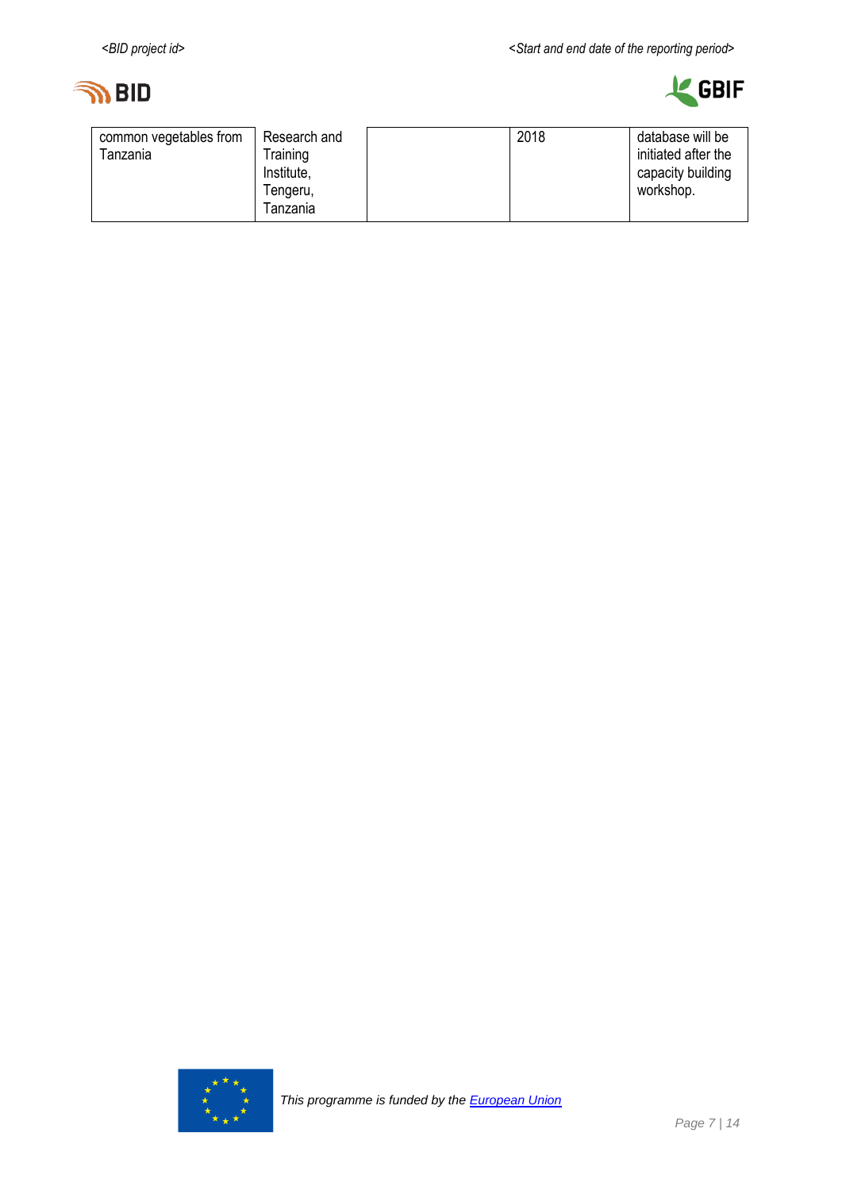| | | | | |
|---|---|---|---|---|
| common vegetables from Tanzania | Research and Training Institute, Tengeru, Tanzania | | 2018 | database will be initiated after the capacity building workshop. |

This programme is funded by the European Union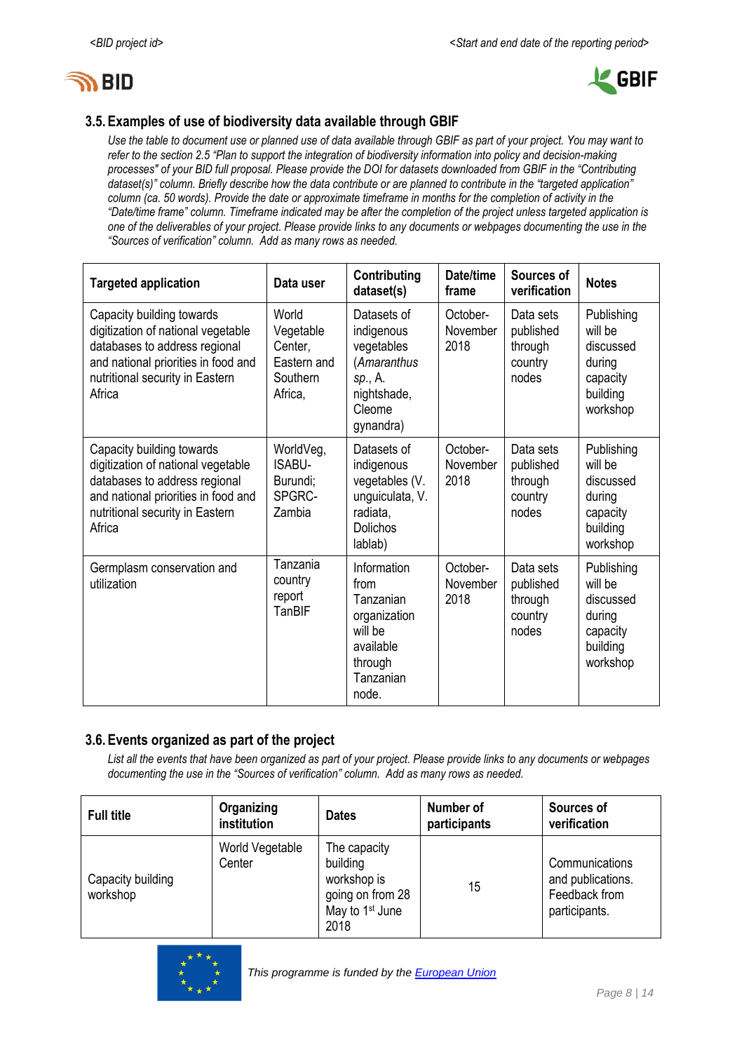### 3.5. Examples of use of biodiversity data available through GBIF

*Use the table to document use or planned use of data available through GBIF as part of your project. You may want to refer to the section 2.5 "Plan to support the integration of biodiversity information into policy and decision-making processes" of your BID full proposal. Please provide the DOI for datasets downloaded from GBIF in the "Contributing dataset(s)" column. Briefly describe how the data contribute or are planned to contribute in the "targeted application" column (ca. 50 words). Provide the date or approximate timeframe in months for the completion of activity in the "Date/time frame" column. Timeframe indicated may be after the completion of the project unless targeted application is one of the deliverables of your project. Please provide links to any documents or webpages documenting the use in the "Sources of verification" column. Add as many rows as needed.*

| Targeted application | Data user | Contributing dataset(s) | Date/time frame | Sources of verification | Notes |
|---|---|---|---|---|---|
| Capacity building towards digitization of national vegetable databases to address regional and national priorities in food and nutritional security in Eastern Africa | World Vegetable Center, Eastern and Southern Africa, | Datasets of indigenous vegetables (*Amaranthus sp.*, A. nightshade, Cleome gynandra) | October-November 2018 | Data sets published through country nodes | Publishing will be discussed during capacity building workshop |
| Capacity building towards digitization of national vegetable databases to address regional and national priorities in food and nutritional security in Eastern Africa | WorldVeg, ISABU-Burundi; SPGRC-Zambia | Datasets of indigenous vegetables (V. unguiculata, V. radiata, Dolichos lablab) | October-November 2018 | Data sets published through country nodes | Publishing will be discussed during capacity building workshop |
| Germplasm conservation and utilization | Tanzania country report TanBIF | Information from Tanzanian organization will be available through Tanzanian node. | October-November 2018 | Data sets published through country nodes | Publishing will be discussed during capacity building workshop |

### 3.6. Events organized as part of the project

*List all the events that have been organized as part of your project. Please provide links to any documents or webpages documenting the use in the "Sources of verification" column. Add as many rows as needed.*

| Full title | Organizing institution | Dates | Number of participants | Sources of verification |
|---|---|---|---|---|
| Capacity building workshop | World Vegetable Center | The capacity building workshop is going on from 28 May to 1st June 2018 | 15 | Communications and publications. Feedback from participants. |

This programme is funded by the [European Union]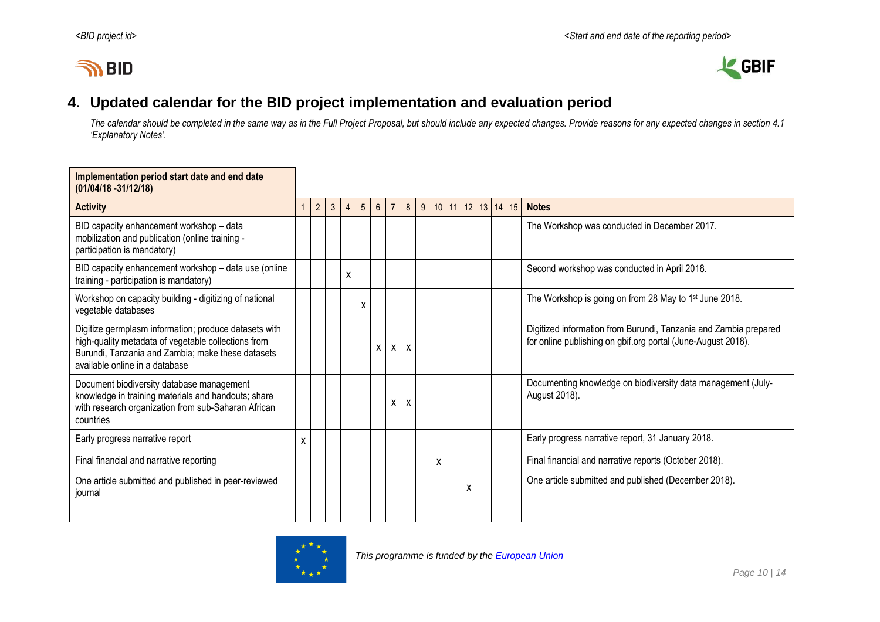## 4. Updated calendar for the BID project implementation and evaluation period

*The calendar should be completed in the same way as in the Full Project Proposal, but should include any expected changes. Provide reasons for any expected changes in section 4.1 'Explanatory Notes'.*

| Implementation period start date and end date (01/04/18 -31/12/18) | | | | | | | | | | | | | | | | |
|---|---|---|---|---|---|---|---|---|---|---|---|---|---|---|---|---|
| **Activity** | 1 | 2 | 3 | 4 | 5 | 6 | 7 | 8 | 9 | 10 | 11 | 12 | 13 | 14 | 15 | **Notes** |
| BID capacity enhancement workshop – data mobilization and publication (online training - participation is mandatory) | | | | | | | | | | | | | | | | The Workshop was conducted in December 2017. |
| BID capacity enhancement workshop – data use (online training - participation is mandatory) | | | | x | | | | | | | | | | | | Second workshop was conducted in April 2018. |
| Workshop on capacity building - digitizing of national vegetable databases | | | | | x | | | | | | | | | | | The Workshop is going on from 28 May to 1st June 2018. |
| Digitize germplasm information; produce datasets with high-quality metadata of vegetable collections from Burundi, Tanzania and Zambia; make these datasets available online in a database | | | | | | x | x | x | | | | | | | | Digitized information from Burundi, Tanzania and Zambia prepared for online publishing on gbif.org portal (June-August 2018). |
| Document biodiversity database management knowledge in training materials and handouts; share with research organization from sub-Saharan African countries | | | | | | | x | x | | | | | | | | Documenting knowledge on biodiversity data management (July-August 2018). |
| Early progress narrative report | x | | | | | | | | | | | | | | | Early progress narrative report, 31 January 2018. |
| Final financial and narrative reporting | | | | | | | | | | x | | | | | | Final financial and narrative reports (October 2018). |
| One article submitted and published in peer-reviewed journal | | | | | | | | | | | | x | | | | One article submitted and published (December 2018). |
| | | | | | | | | | | | | | | | | |

*This programme is funded by the European Union*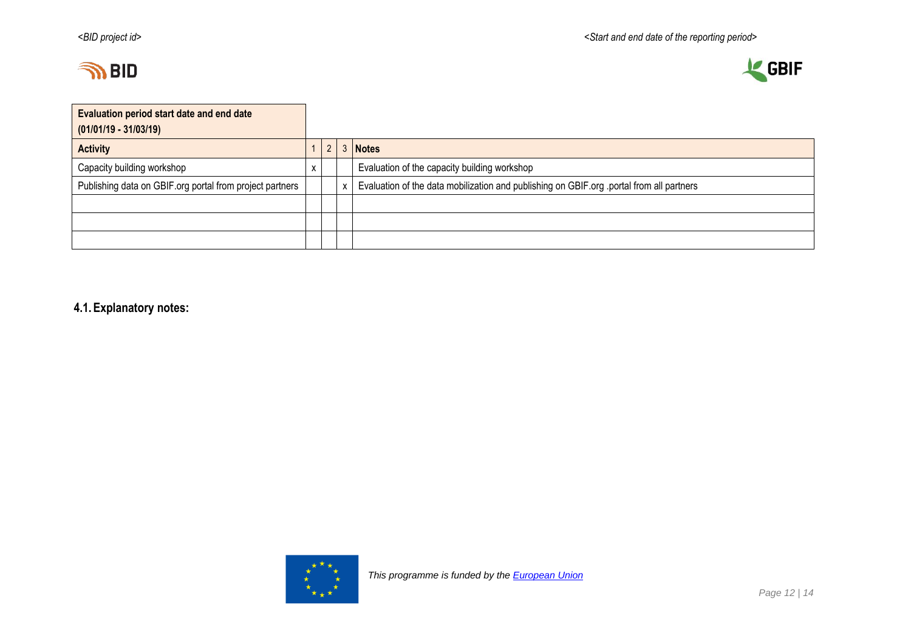| Evaluation period start date and end date (01/01/19 - 31/03/19) | | | | |
|---|---|---|---|---|
| **Activity** | 1 | 2 | 3 | **Notes** |
| Capacity building workshop | x | | | Evaluation of the capacity building workshop |
| Publishing data on GBIF.org portal from project partners | | | x | Evaluation of the data mobilization and publishing on GBIF.org .portal from all partners |
| | | | | |
| | | | | |
| | | | | |

## 4.1. Explanatory notes:

*This programme is funded by the European Union*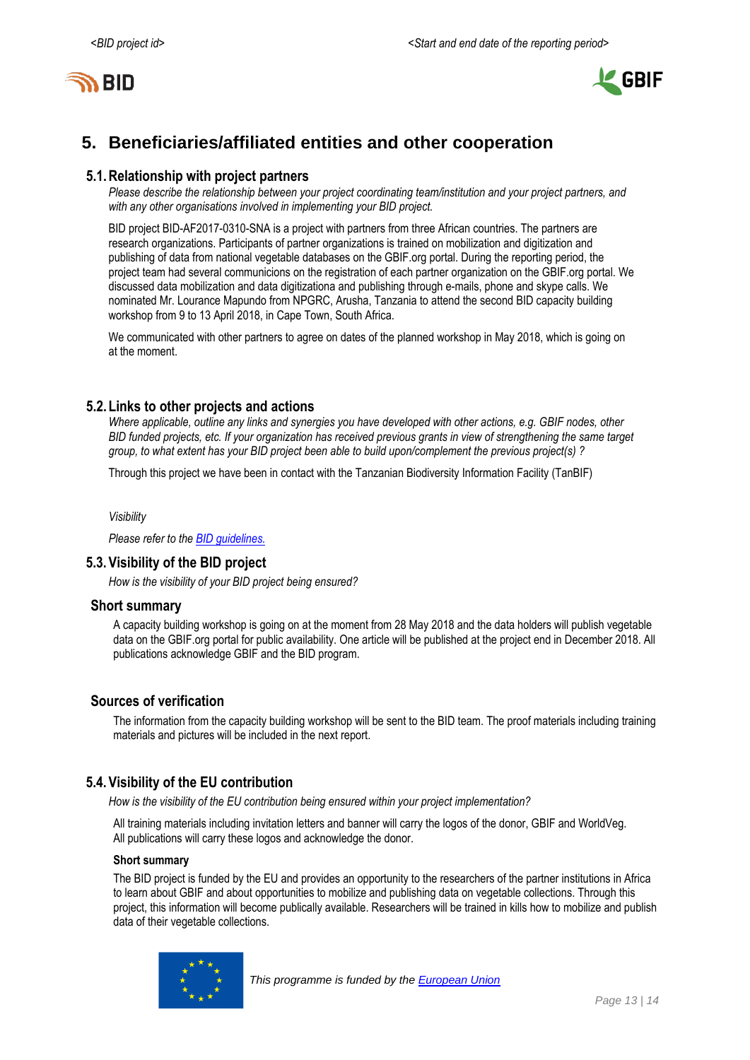## 5. Beneficiaries/affiliated entities and other cooperation

### 5.1. Relationship with project partners

*Please describe the relationship between your project coordinating team/institution and your project partners, and with any other organisations involved in implementing your BID project.*

BID project BID-AF2017-0310-SNA is a project with partners from three African countries. The partners are research organizations. Participants of partner organizations is trained on mobilization and digitization and publishing of data from national vegetable databases on the GBIF.org portal. During the reporting period, the project team had several communicions on the registration of each partner organization on the GBIF.org portal. We discussed data mobilization and data digitizationa and publishing through e-mails, phone and skype calls. We nominated Mr. Lourance Mapundo from NPGRC, Arusha, Tanzania to attend the second BID capacity building workshop from 9 to 13 April 2018, in Cape Town, South Africa.

We communicated with other partners to agree on dates of the planned workshop in May 2018, which is going on at the moment.

### 5.2. Links to other projects and actions

*Where applicable, outline any links and synergies you have developed with other actions, e.g. GBIF nodes, other BID funded projects, etc. If your organization has received previous grants in view of strengthening the same target group, to what extent has your BID project been able to build upon/complement the previous project(s) ?*

Through this project we have been in contact with the Tanzanian Biodiversity Information Facility (TanBIF)

*Visibility*

*Please refer to the [BID guidelines.]()*

### 5.3. Visibility of the BID project

*How is the visibility of your BID project being ensured?*

#### Short summary

A capacity building workshop is going on at the moment from 28 May 2018 and the data holders will publish vegetable data on the GBIF.org portal for public availability. One article will be published at the project end in December 2018. All publications acknowledge GBIF and the BID program.

#### Sources of verification

The information from the capacity building workshop will be sent to the BID team. The proof materials including training materials and pictures will be included in the next report.

### 5.4. Visibility of the EU contribution

*How is the visibility of the EU contribution being ensured within your project implementation?*

All training materials including invitation letters and banner will carry the logos of the donor, GBIF and WorldVeg. All publications will carry these logos and acknowledge the donor.

**Short summary**

The BID project is funded by the EU and provides an opportunity to the researchers of the partner institutions in Africa to learn about GBIF and about opportunities to mobilize and publishing data on vegetable collections. Through this project, this information will become publically available. Researchers will be trained in kills how to mobilize and publish data of their vegetable collections.

*This programme is funded by the [European Union]()*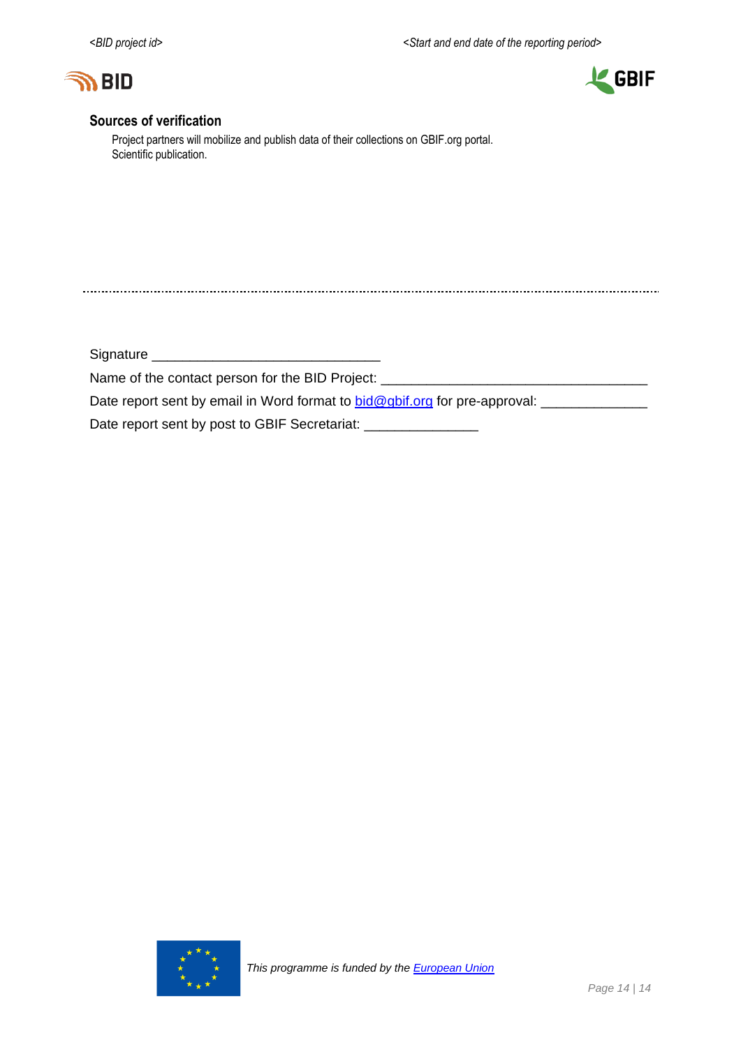### Sources of verification

Project partners will mobilize and publish data of their collections on GBIF.org portal.
Scientific publication.

---

Signature ______________________________

Name of the contact person for the BID Project: ___________________________________

Date report sent by email in Word format to [bid@gbif.org](mailto:bid@gbif.org) for pre-approval: _____________

Date report sent by post to GBIF Secretariat: _______________

*This programme is funded by the [European Union](https://europa.eu)*